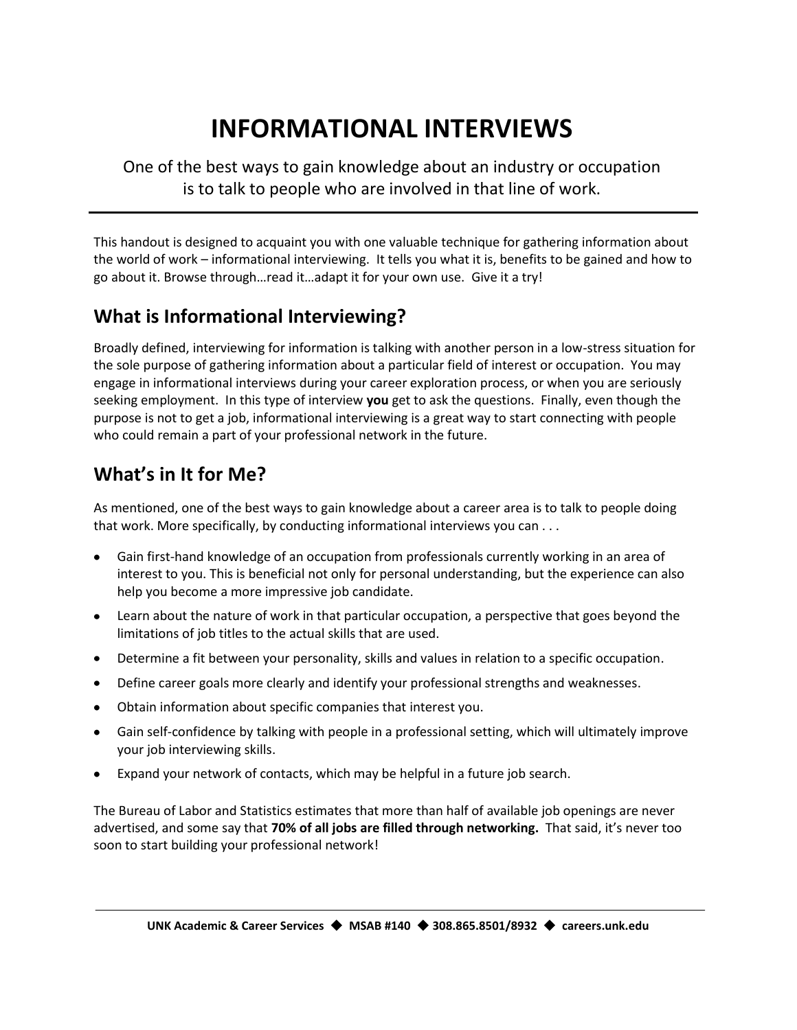# INFORMATIONAL INTERVIEWS

One of the best ways to gain knowledge about an industry or occupation is to talk to people who are involved in that line of work.

---

This handout is designed to acquaint you with one valuable technique for gathering information about the world of work – informational interviewing. It tells you what it is, benefits to be gained and how to go about it. Browse through…read it…adapt it for your own use. Give it a try!

## What is Informational Interviewing?

Broadly defined, interviewing for information is talking with another person in a low-stress situation for the sole purpose of gathering information about a particular field of interest or occupation. You may engage in informational interviews during your career exploration process, or when you are seriously seeking employment. In this type of interview **you** get to ask the questions. Finally, even though the purpose is not to get a job, informational interviewing is a great way to start connecting with people who could remain a part of your professional network in the future.

## What's in It for Me?

As mentioned, one of the best ways to gain knowledge about a career area is to talk to people doing that work. More specifically, by conducting informational interviews you can . . .

- Gain first-hand knowledge of an occupation from professionals currently working in an area of interest to you. This is beneficial not only for personal understanding, but the experience can also help you become a more impressive job candidate.
- Learn about the nature of work in that particular occupation, a perspective that goes beyond the limitations of job titles to the actual skills that are used.
- Determine a fit between your personality, skills and values in relation to a specific occupation.
- Define career goals more clearly and identify your professional strengths and weaknesses.
- Obtain information about specific companies that interest you.
- Gain self-confidence by talking with people in a professional setting, which will ultimately improve your job interviewing skills.
- Expand your network of contacts, which may be helpful in a future job search.

The Bureau of Labor and Statistics estimates that more than half of available job openings are never advertised, and some say that **70% of all jobs are filled through networking.** That said, it's never too soon to start building your professional network!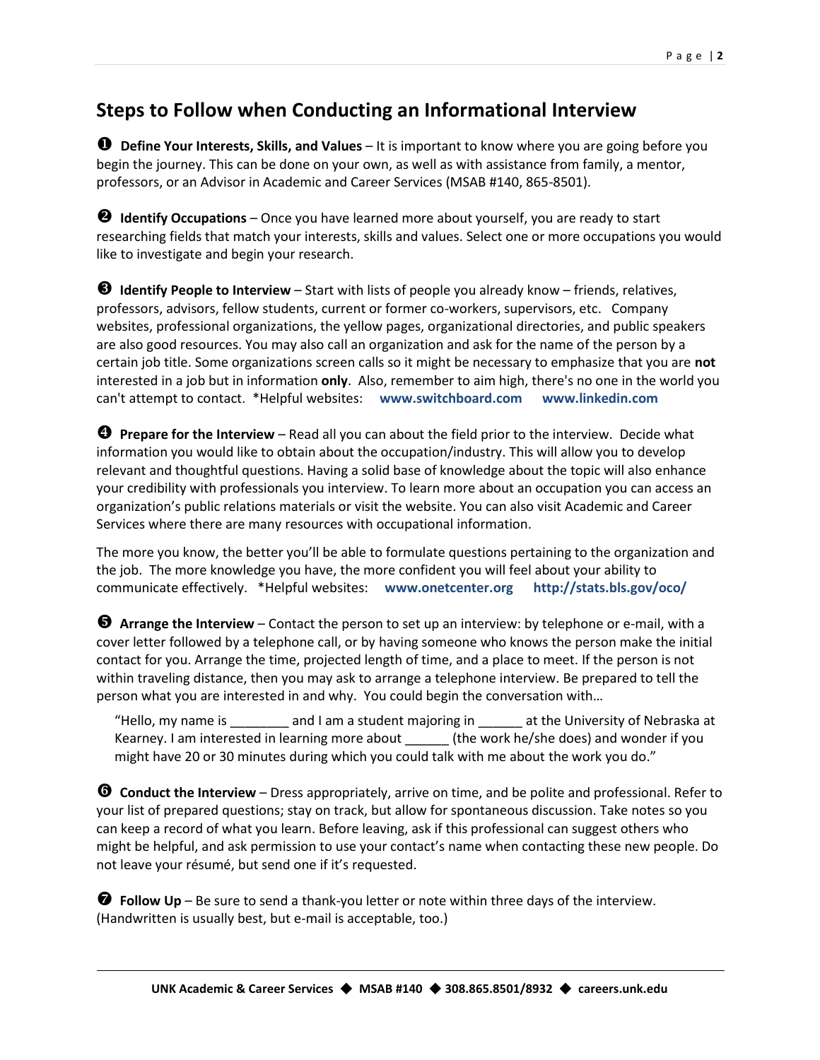## Steps to Follow when Conducting an Informational Interview

❶ **Define Your Interests, Skills, and Values** – It is important to know where you are going before you begin the journey. This can be done on your own, as well as with assistance from family, a mentor, professors, or an Advisor in Academic and Career Services (MSAB #140, 865-8501).

❷ **Identify Occupations** – Once you have learned more about yourself, you are ready to start researching fields that match your interests, skills and values. Select one or more occupations you would like to investigate and begin your research.

❸ **Identify People to Interview** – Start with lists of people you already know – friends, relatives, professors, advisors, fellow students, current or former co-workers, supervisors, etc. Company websites, professional organizations, the yellow pages, organizational directories, and public speakers are also good resources. You may also call an organization and ask for the name of the person by a certain job title. Some organizations screen calls so it might be necessary to emphasize that you are **not** interested in a job but in information **only**. Also, remember to aim high, there's no one in the world you can't attempt to contact. *Helpful websites: **www.switchboard.com** **www.linkedin.com**

❹ **Prepare for the Interview** – Read all you can about the field prior to the interview. Decide what information you would like to obtain about the occupation/industry. This will allow you to develop relevant and thoughtful questions. Having a solid base of knowledge about the topic will also enhance your credibility with professionals you interview. To learn more about an occupation you can access an organization's public relations materials or visit the website. You can also visit Academic and Career Services where there are many resources with occupational information.

The more you know, the better you'll be able to formulate questions pertaining to the organization and the job. The more knowledge you have, the more confident you will feel about your ability to communicate effectively. *Helpful websites: **www.onetcenter.org** **http://stats.bls.gov/oco/**

❺ **Arrange the Interview** – Contact the person to set up an interview: by telephone or e-mail, with a cover letter followed by a telephone call, or by having someone who knows the person make the initial contact for you. Arrange the time, projected length of time, and a place to meet. If the person is not within traveling distance, then you may ask to arrange a telephone interview. Be prepared to tell the person what you are interested in and why. You could begin the conversation with…

> "Hello, my name is ________ and I am a student majoring in ______ at the University of Nebraska at Kearney. I am interested in learning more about ______ (the work he/she does) and wonder if you might have 20 or 30 minutes during which you could talk with me about the work you do."

❻ **Conduct the Interview** – Dress appropriately, arrive on time, and be polite and professional. Refer to your list of prepared questions; stay on track, but allow for spontaneous discussion. Take notes so you can keep a record of what you learn. Before leaving, ask if this professional can suggest others who might be helpful, and ask permission to use your contact's name when contacting these new people. Do not leave your résumé, but send one if it's requested.

❼ **Follow Up** – Be sure to send a thank-you letter or note within three days of the interview. (Handwritten is usually best, but e-mail is acceptable, too.)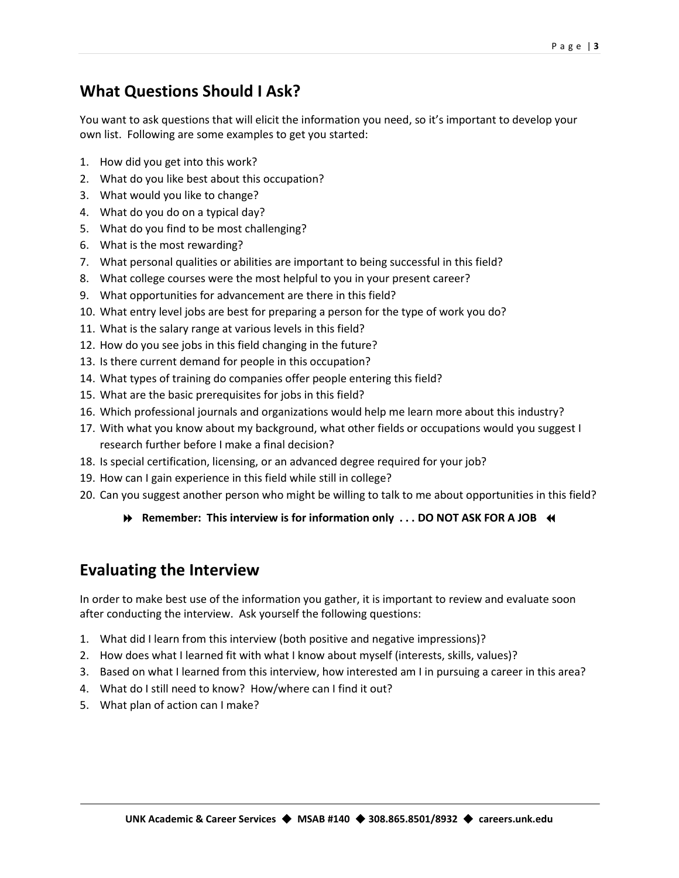## What Questions Should I Ask?

You want to ask questions that will elicit the information you need, so it's important to develop your own list. Following are some examples to get you started:

1. How did you get into this work?
2. What do you like best about this occupation?
3. What would you like to change?
4. What do you do on a typical day?
5. What do you find to be most challenging?
6. What is the most rewarding?
7. What personal qualities or abilities are important to being successful in this field?
8. What college courses were the most helpful to you in your present career?
9. What opportunities for advancement are there in this field?
10. What entry level jobs are best for preparing a person for the type of work you do?
11. What is the salary range at various levels in this field?
12. How do you see jobs in this field changing in the future?
13. Is there current demand for people in this occupation?
14. What types of training do companies offer people entering this field?
15. What are the basic prerequisites for jobs in this field?
16. Which professional journals and organizations would help me learn more about this industry?
17. With what you know about my background, what other fields or occupations would you suggest I research further before I make a final decision?
18. Is special certification, licensing, or an advanced degree required for your job?
19. How can I gain experience in this field while still in college?
20. Can you suggest another person who might be willing to talk to me about opportunities in this field?

**Remember: This interview is for information only . . . DO NOT ASK FOR A JOB**

## Evaluating the Interview

In order to make best use of the information you gather, it is important to review and evaluate soon after conducting the interview. Ask yourself the following questions:

1. What did I learn from this interview (both positive and negative impressions)?
2. How does what I learned fit with what I know about myself (interests, skills, values)?
3. Based on what I learned from this interview, how interested am I in pursuing a career in this area?
4. What do I still need to know? How/where can I find it out?
5. What plan of action can I make?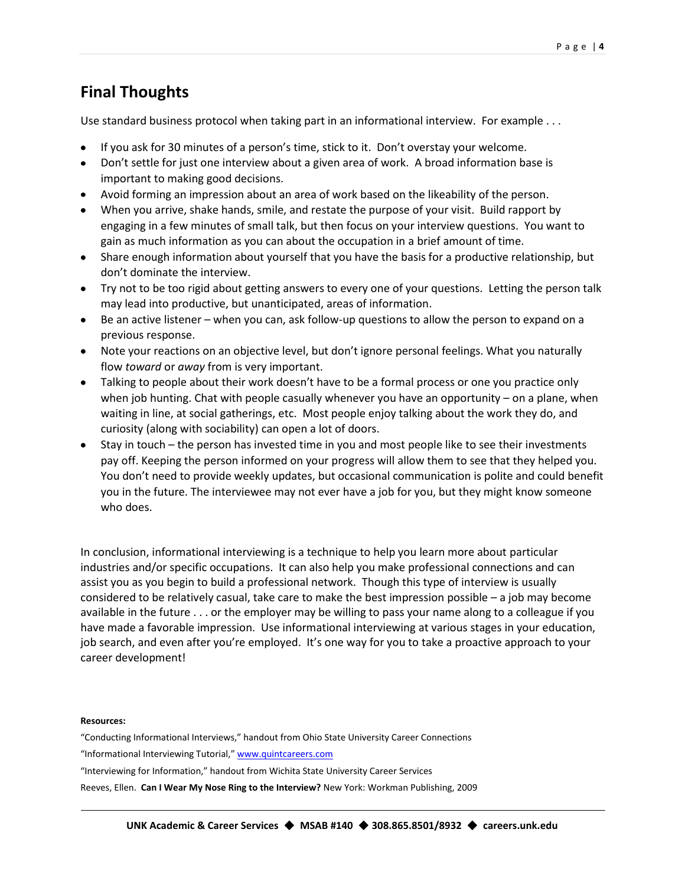## Final Thoughts

Use standard business protocol when taking part in an informational interview. For example . . .

- If you ask for 30 minutes of a person's time, stick to it. Don't overstay your welcome.
- Don't settle for just one interview about a given area of work. A broad information base is important to making good decisions.
- Avoid forming an impression about an area of work based on the likeability of the person.
- When you arrive, shake hands, smile, and restate the purpose of your visit. Build rapport by engaging in a few minutes of small talk, but then focus on your interview questions. You want to gain as much information as you can about the occupation in a brief amount of time.
- Share enough information about yourself that you have the basis for a productive relationship, but don't dominate the interview.
- Try not to be too rigid about getting answers to every one of your questions. Letting the person talk may lead into productive, but unanticipated, areas of information.
- Be an active listener – when you can, ask follow-up questions to allow the person to expand on a previous response.
- Note your reactions on an objective level, but don't ignore personal feelings. What you naturally flow *toward* or *away* from is very important.
- Talking to people about their work doesn't have to be a formal process or one you practice only when job hunting. Chat with people casually whenever you have an opportunity – on a plane, when waiting in line, at social gatherings, etc. Most people enjoy talking about the work they do, and curiosity (along with sociability) can open a lot of doors.
- Stay in touch – the person has invested time in you and most people like to see their investments pay off. Keeping the person informed on your progress will allow them to see that they helped you. You don't need to provide weekly updates, but occasional communication is polite and could benefit you in the future. The interviewee may not ever have a job for you, but they might know someone who does.

In conclusion, informational interviewing is a technique to help you learn more about particular industries and/or specific occupations. It can also help you make professional connections and can assist you as you begin to build a professional network. Though this type of interview is usually considered to be relatively casual, take care to make the best impression possible – a job may become available in the future . . . or the employer may be willing to pass your name along to a colleague if you have made a favorable impression. Use informational interviewing at various stages in your education, job search, and even after you're employed. It's one way for you to take a proactive approach to your career development!

**Resources:**

"Conducting Informational Interviews," handout from Ohio State University Career Connections

"Informational Interviewing Tutorial," www.quintcareers.com

"Interviewing for Information," handout from Wichita State University Career Services

Reeves, Ellen. **Can I Wear My Nose Ring to the Interview?** New York: Workman Publishing, 2009